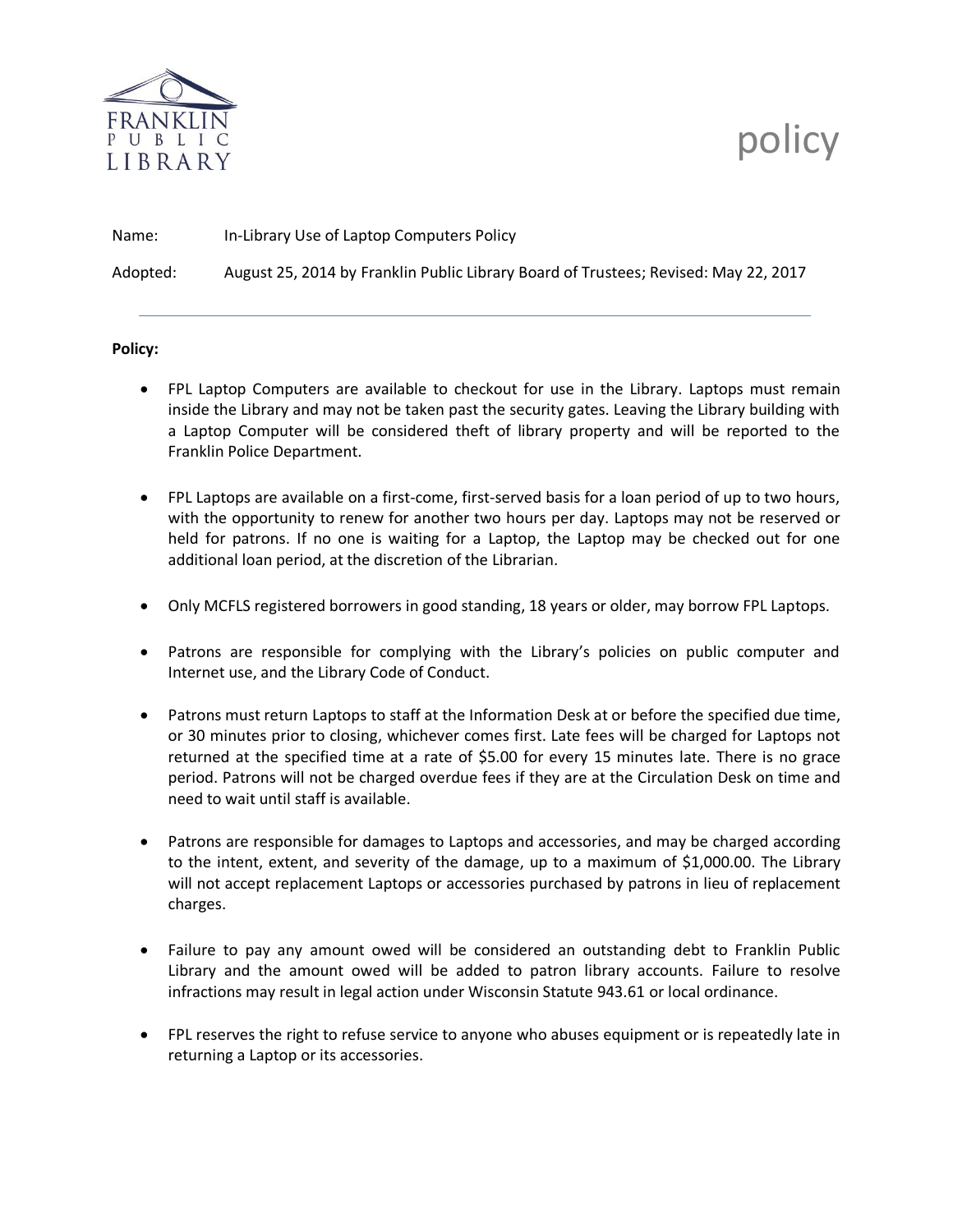FRANKLIN PUBLIC LIBRARY

# policy

Name: In-Library Use of Laptop Computers Policy

Adopted: August 25, 2014 by Franklin Public Library Board of Trustees; Revised: May 22, 2017

---

**Policy:**

- FPL Laptop Computers are available to checkout for use in the Library. Laptops must remain inside the Library and may not be taken past the security gates. Leaving the Library building with a Laptop Computer will be considered theft of library property and will be reported to the Franklin Police Department.

- FPL Laptops are available on a first-come, first-served basis for a loan period of up to two hours, with the opportunity to renew for another two hours per day. Laptops may not be reserved or held for patrons. If no one is waiting for a Laptop, the Laptop may be checked out for one additional loan period, at the discretion of the Librarian.

- Only MCFLS registered borrowers in good standing, 18 years or older, may borrow FPL Laptops.

- Patrons are responsible for complying with the Library's policies on public computer and Internet use, and the Library Code of Conduct.

- Patrons must return Laptops to staff at the Information Desk at or before the specified due time, or 30 minutes prior to closing, whichever comes first. Late fees will be charged for Laptops not returned at the specified time at a rate of $5.00 for every 15 minutes late. There is no grace period. Patrons will not be charged overdue fees if they are at the Circulation Desk on time and need to wait until staff is available.

- Patrons are responsible for damages to Laptops and accessories, and may be charged according to the intent, extent, and severity of the damage, up to a maximum of $1,000.00. The Library will not accept replacement Laptops or accessories purchased by patrons in lieu of replacement charges.

- Failure to pay any amount owed will be considered an outstanding debt to Franklin Public Library and the amount owed will be added to patron library accounts. Failure to resolve infractions may result in legal action under Wisconsin Statute 943.61 or local ordinance.

- FPL reserves the right to refuse service to anyone who abuses equipment or is repeatedly late in returning a Laptop or its accessories.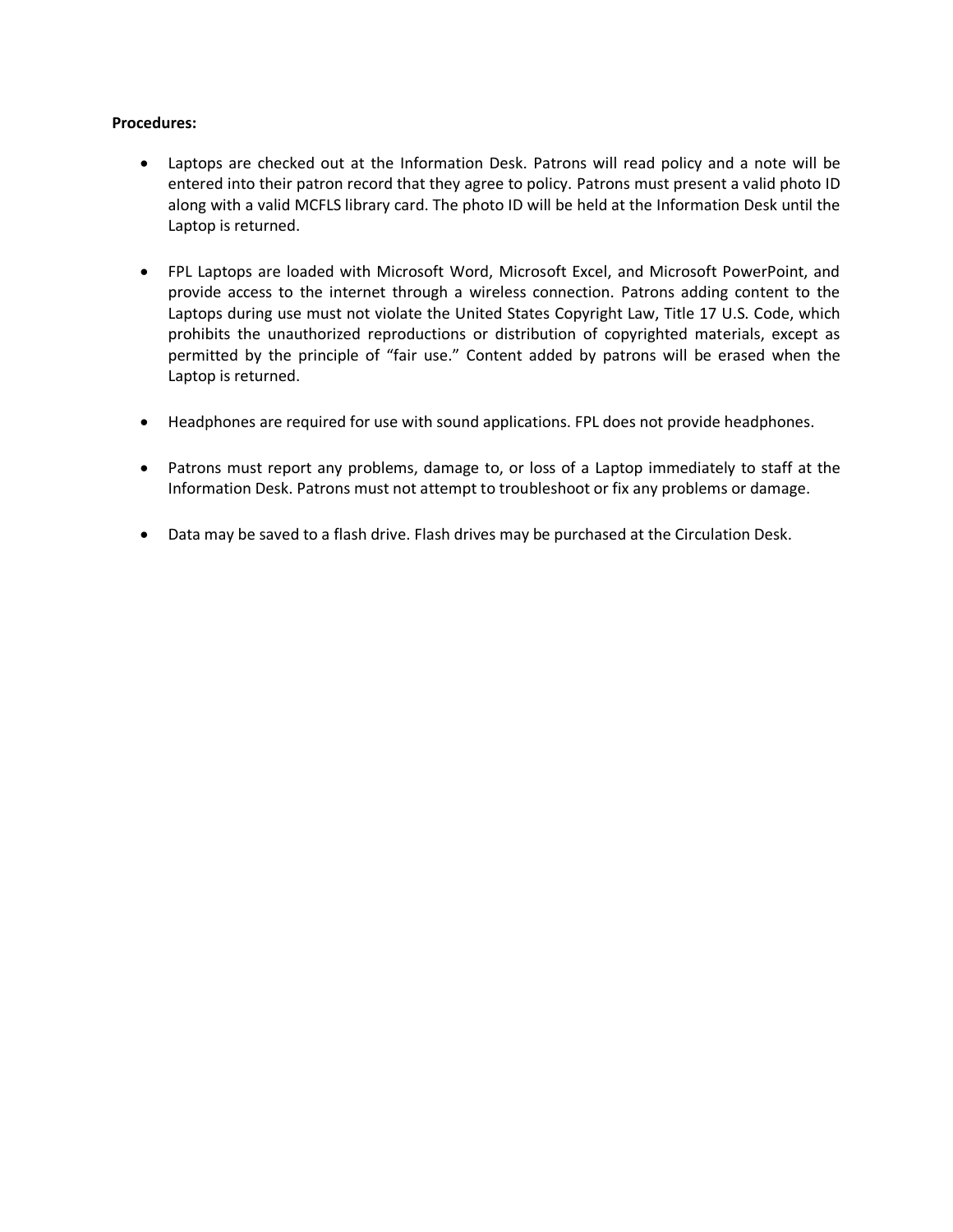**Procedures:**

- Laptops are checked out at the Information Desk. Patrons will read policy and a note will be entered into their patron record that they agree to policy. Patrons must present a valid photo ID along with a valid MCFLS library card. The photo ID will be held at the Information Desk until the Laptop is returned.

- FPL Laptops are loaded with Microsoft Word, Microsoft Excel, and Microsoft PowerPoint, and provide access to the internet through a wireless connection. Patrons adding content to the Laptops during use must not violate the United States Copyright Law, Title 17 U.S. Code, which prohibits the unauthorized reproductions or distribution of copyrighted materials, except as permitted by the principle of "fair use." Content added by patrons will be erased when the Laptop is returned.

- Headphones are required for use with sound applications. FPL does not provide headphones.

- Patrons must report any problems, damage to, or loss of a Laptop immediately to staff at the Information Desk. Patrons must not attempt to troubleshoot or fix any problems or damage.

- Data may be saved to a flash drive. Flash drives may be purchased at the Circulation Desk.